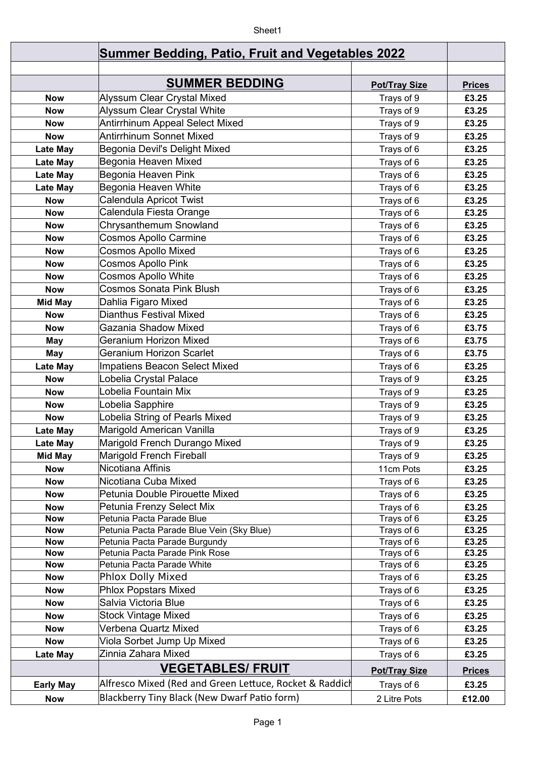| | Summer Bedding, Patio, Fruit and Vegetables 2022 | | |
|---|---|---|---|
| | | | |
| | **SUMMER BEDDING** | **Pot/Tray Size** | **Prices** |
| **Now** | Alyssum Clear Crystal Mixed | Trays of 9 | **£3.25** |
| **Now** | Alyssum Clear Crystal White | Trays of 9 | **£3.25** |
| **Now** | Antirrhinum Appeal Select Mixed | Trays of 9 | **£3.25** |
| **Now** | Antirrhinum Sonnet Mixed | Trays of 9 | **£3.25** |
| **Late May** | Begonia Devil's Delight Mixed | Trays of 6 | **£3.25** |
| **Late May** | Begonia Heaven Mixed | Trays of 6 | **£3.25** |
| **Late May** | Begonia Heaven Pink | Trays of 6 | **£3.25** |
| **Late May** | Begonia Heaven White | Trays of 6 | **£3.25** |
| **Now** | Calendula Apricot Twist | Trays of 6 | **£3.25** |
| **Now** | Calendula Fiesta Orange | Trays of 6 | **£3.25** |
| **Now** | Chrysanthemum Snowland | Trays of 6 | **£3.25** |
| **Now** | Cosmos Apollo Carmine | Trays of 6 | **£3.25** |
| **Now** | Cosmos Apollo Mixed | Trays of 6 | **£3.25** |
| **Now** | Cosmos Apollo Pink | Trays of 6 | **£3.25** |
| **Now** | Cosmos Apollo White | Trays of 6 | **£3.25** |
| **Now** | Cosmos Sonata Pink Blush | Trays of 6 | **£3.25** |
| **Mid May** | Dahlia Figaro Mixed | Trays of 6 | **£3.25** |
| **Now** | Dianthus Festival Mixed | Trays of 6 | **£3.25** |
| **Now** | Gazania Shadow Mixed | Trays of 6 | **£3.75** |
| **May** | Geranium Horizon Mixed | Trays of 6 | **£3.75** |
| **May** | Geranium Horizon Scarlet | Trays of 6 | **£3.75** |
| **Late May** | Impatiens Beacon Select Mixed | Trays of 6 | **£3.25** |
| **Now** | Lobelia Crystal Palace | Trays of 9 | **£3.25** |
| **Now** | Lobelia Fountain Mix | Trays of 9 | **£3.25** |
| **Now** | Lobelia Sapphire | Trays of 9 | **£3.25** |
| **Now** | Lobelia String of Pearls Mixed | Trays of 9 | **£3.25** |
| **Late May** | Marigold American Vanilla | Trays of 9 | **£3.25** |
| **Late May** | Marigold French Durango Mixed | Trays of 9 | **£3.25** |
| **Mid May** | Marigold French Fireball | Trays of 9 | **£3.25** |
| **Now** | Nicotiana Affinis | 11cm Pots | **£3.25** |
| **Now** | Nicotiana Cuba Mixed | Trays of 6 | **£3.25** |
| **Now** | Petunia Double Pirouette Mixed | Trays of 6 | **£3.25** |
| **Now** | Petunia Frenzy Select Mix | Trays of 6 | **£3.25** |
| **Now** | Petunia Pacta Parade Blue | Trays of 6 | **£3.25** |
| **Now** | Petunia Pacta Parade Blue Vein (Sky Blue) | Trays of 6 | **£3.25** |
| **Now** | Petunia Pacta Parade Burgundy | Trays of 6 | **£3.25** |
| **Now** | Petunia Pacta Parade Pink Rose | Trays of 6 | **£3.25** |
| **Now** | Petunia Pacta Parade White | Trays of 6 | **£3.25** |
| **Now** | Phlox Dolly Mixed | Trays of 6 | **£3.25** |
| **Now** | Phlox Popstars Mixed | Trays of 6 | **£3.25** |
| **Now** | Salvia Victoria Blue | Trays of 6 | **£3.25** |
| **Now** | Stock Vintage Mixed | Trays of 6 | **£3.25** |
| **Now** | Verbena Quartz Mixed | Trays of 6 | **£3.25** |
| **Now** | Viola Sorbet Jump Up Mixed | Trays of 6 | **£3.25** |
| **Late May** | Zinnia Zahara Mixed | Trays of 6 | **£3.25** |
| | **VEGETABLES/ FRUIT** | **Pot/Tray Size** | **Prices** |
| **Early May** | Alfresco Mixed (Red and Green Lettuce, Rocket & Raddich | Trays of 6 | **£3.25** |
| **Now** | Blackberry Tiny Black (New Dwarf Patio form) | 2 Litre Pots | **£12.00** |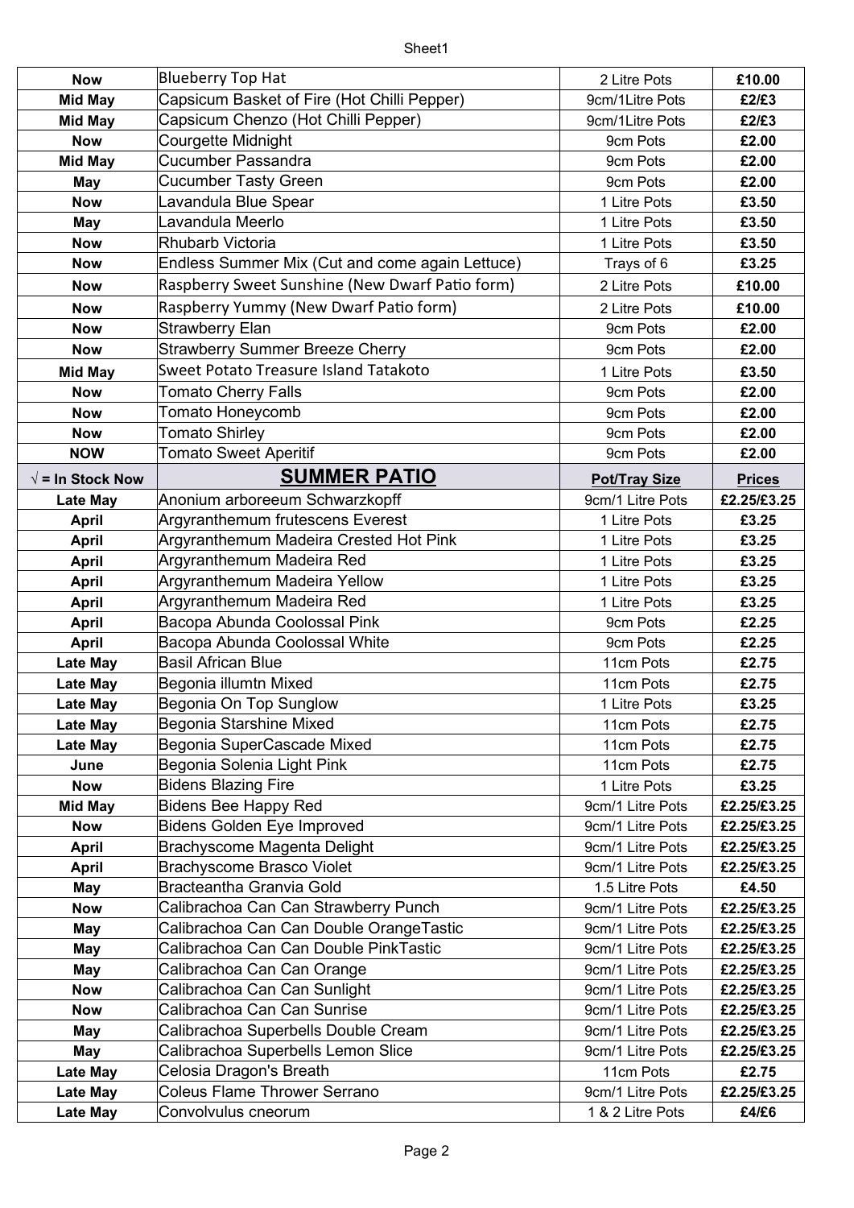| | | | |
|---|---|---|---|
| **Now** | Blueberry Top Hat | 2 Litre Pots | **£10.00** |
| **Mid May** | Capsicum Basket of Fire (Hot Chilli Pepper) | 9cm/1Litre Pots | **£2/£3** |
| **Mid May** | Capsicum Chenzo (Hot Chilli Pepper) | 9cm/1Litre Pots | **£2/£3** |
| **Now** | Courgette Midnight | 9cm Pots | **£2.00** |
| **Mid May** | Cucumber Passandra | 9cm Pots | **£2.00** |
| **May** | Cucumber Tasty Green | 9cm Pots | **£2.00** |
| **Now** | Lavandula Blue Spear | 1 Litre Pots | **£3.50** |
| **May** | Lavandula Meerlo | 1 Litre Pots | **£3.50** |
| **Now** | Rhubarb Victoria | 1 Litre Pots | **£3.50** |
| **Now** | Endless Summer Mix (Cut and come again Lettuce) | Trays of 6 | **£3.25** |
| **Now** | Raspberry Sweet Sunshine (New Dwarf Patio form) | 2 Litre Pots | **£10.00** |
| **Now** | Raspberry Yummy (New Dwarf Patio form) | 2 Litre Pots | **£10.00** |
| **Now** | Strawberry Elan | 9cm Pots | **£2.00** |
| **Now** | Strawberry Summer Breeze Cherry | 9cm Pots | **£2.00** |
| **Mid May** | Sweet Potato Treasure Island Tatakoto | 1 Litre Pots | **£3.50** |
| **Now** | Tomato Cherry Falls | 9cm Pots | **£2.00** |
| **Now** | Tomato Honeycomb | 9cm Pots | **£2.00** |
| **Now** | Tomato Shirley | 9cm Pots | **£2.00** |
| **NOW** | Tomato Sweet Aperitif | 9cm Pots | **£2.00** |
| **√ = In Stock Now** | **SUMMER PATIO** | **Pot/Tray Size** | **Prices** |
| **Late May** | Anonium arboreeum Schwarzkopff | 9cm/1 Litre Pots | **£2.25/£3.25** |
| **April** | Argyranthemum frutescens Everest | 1 Litre Pots | **£3.25** |
| **April** | Argyranthemum Madeira Crested Hot Pink | 1 Litre Pots | **£3.25** |
| **April** | Argyranthemum Madeira Red | 1 Litre Pots | **£3.25** |
| **April** | Argyranthemum Madeira Yellow | 1 Litre Pots | **£3.25** |
| **April** | Argyranthemum Madeira Red | 1 Litre Pots | **£3.25** |
| **April** | Bacopa Abunda Coolossal Pink | 9cm Pots | **£2.25** |
| **April** | Bacopa Abunda Coolossal White | 9cm Pots | **£2.25** |
| **Late May** | Basil African Blue | 11cm Pots | **£2.75** |
| **Late May** | Begonia illumtn Mixed | 11cm Pots | **£2.75** |
| **Late May** | Begonia On Top Sunglow | 1 Litre Pots | **£3.25** |
| **Late May** | Begonia Starshine Mixed | 11cm Pots | **£2.75** |
| **Late May** | Begonia SuperCascade Mixed | 11cm Pots | **£2.75** |
| **June** | Begonia Solenia Light Pink | 11cm Pots | **£2.75** |
| **Now** | Bidens Blazing Fire | 1 Litre Pots | **£3.25** |
| **Mid May** | Bidens Bee Happy Red | 9cm/1 Litre Pots | **£2.25/£3.25** |
| **Now** | Bidens Golden Eye Improved | 9cm/1 Litre Pots | **£2.25/£3.25** |
| **April** | Brachyscome Magenta Delight | 9cm/1 Litre Pots | **£2.25/£3.25** |
| **April** | Brachyscome Brasco Violet | 9cm/1 Litre Pots | **£2.25/£3.25** |
| **May** | Bracteantha Granvia Gold | 1.5 Litre Pots | **£4.50** |
| **Now** | Calibrachoa Can Can Strawberry Punch | 9cm/1 Litre Pots | **£2.25/£3.25** |
| **May** | Calibrachoa Can Can Double OrangeTastic | 9cm/1 Litre Pots | **£2.25/£3.25** |
| **May** | Calibrachoa Can Can Double PinkTastic | 9cm/1 Litre Pots | **£2.25/£3.25** |
| **May** | Calibrachoa Can Can Orange | 9cm/1 Litre Pots | **£2.25/£3.25** |
| **Now** | Calibrachoa Can Can Sunlight | 9cm/1 Litre Pots | **£2.25/£3.25** |
| **Now** | Calibrachoa Can Can Sunrise | 9cm/1 Litre Pots | **£2.25/£3.25** |
| **May** | Calibrachoa Superbells Double Cream | 9cm/1 Litre Pots | **£2.25/£3.25** |
| **May** | Calibrachoa Superbells Lemon Slice | 9cm/1 Litre Pots | **£2.25/£3.25** |
| **Late May** | Celosia Dragon's Breath | 11cm Pots | **£2.75** |
| **Late May** | Coleus Flame Thrower Serrano | 9cm/1 Litre Pots | **£2.25/£3.25** |
| **Late May** | Convolvulus cneorum | 1 & 2 Litre Pots | **£4/£6** |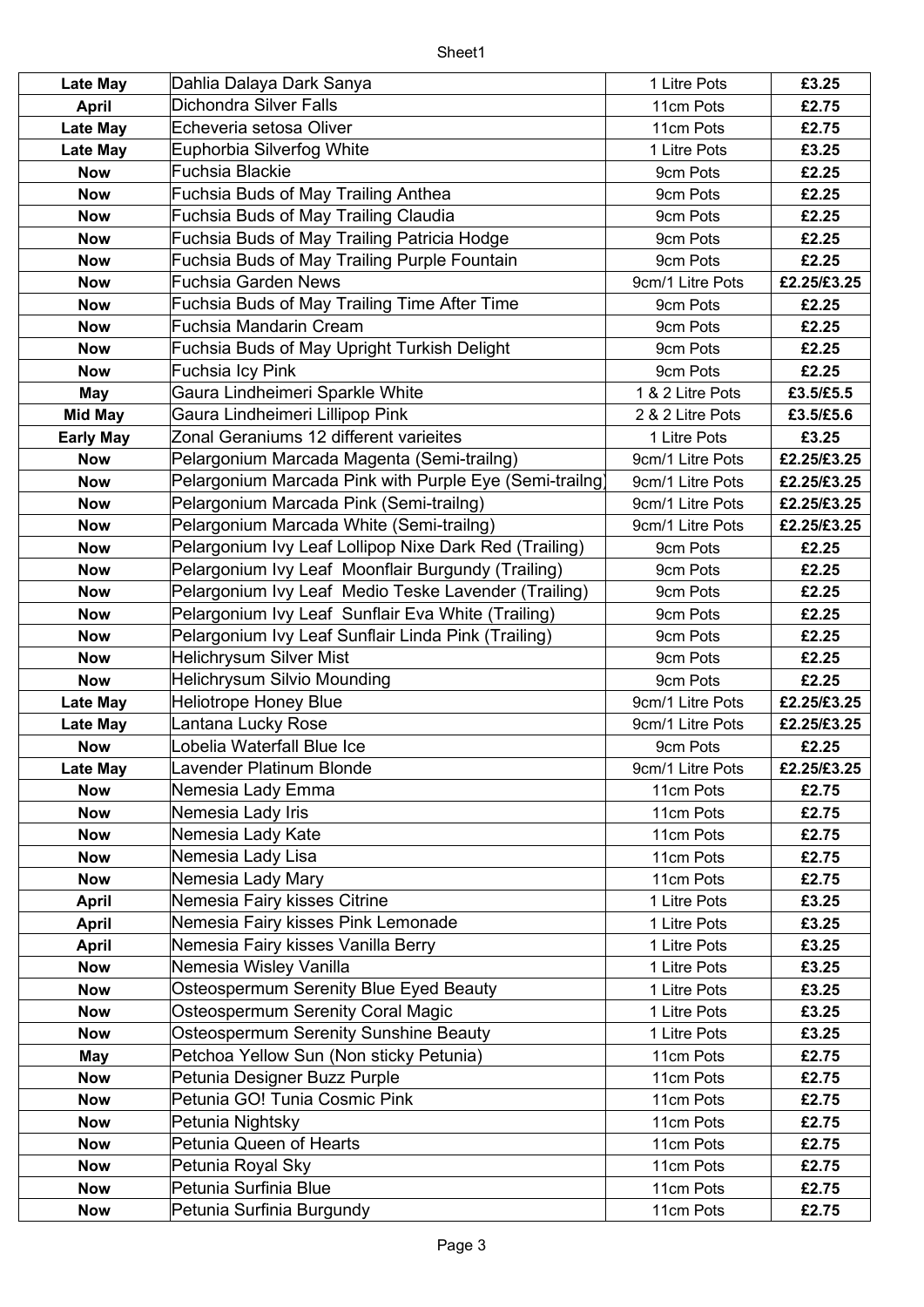| | | | |
|---|---|---|---|
| **Late May** | Dahlia Dalaya Dark Sanya | 1 Litre Pots | **£3.25** |
| **April** | Dichondra Silver Falls | 11cm Pots | **£2.75** |
| **Late May** | Echeveria setosa Oliver | 11cm Pots | **£2.75** |
| **Late May** | Euphorbia Silverfog White | 1 Litre Pots | **£3.25** |
| **Now** | Fuchsia Blackie | 9cm Pots | **£2.25** |
| **Now** | Fuchsia Buds of May Trailing Anthea | 9cm Pots | **£2.25** |
| **Now** | Fuchsia Buds of May Trailing Claudia | 9cm Pots | **£2.25** |
| **Now** | Fuchsia Buds of May Trailing Patricia Hodge | 9cm Pots | **£2.25** |
| **Now** | Fuchsia Buds of May Trailing Purple Fountain | 9cm Pots | **£2.25** |
| **Now** | Fuchsia Garden News | 9cm/1 Litre Pots | **£2.25/£3.25** |
| **Now** | Fuchsia Buds of May Trailing Time After Time | 9cm Pots | **£2.25** |
| **Now** | Fuchsia Mandarin Cream | 9cm Pots | **£2.25** |
| **Now** | Fuchsia Buds of May Upright Turkish Delight | 9cm Pots | **£2.25** |
| **Now** | Fuchsia Icy Pink | 9cm Pots | **£2.25** |
| **May** | Gaura Lindheimeri Sparkle White | 1 & 2 Litre Pots | **£3.5/£5.5** |
| **Mid May** | Gaura Lindheimeri Lillipop Pink | 2 & 2 Litre Pots | **£3.5/£5.6** |
| **Early May** | Zonal Geraniums 12 different varieites | 1 Litre Pots | **£3.25** |
| **Now** | Pelargonium Marcada Magenta (Semi-trailng) | 9cm/1 Litre Pots | **£2.25/£3.25** |
| **Now** | Pelargonium Marcada Pink with Purple Eye (Semi-trailng) | 9cm/1 Litre Pots | **£2.25/£3.25** |
| **Now** | Pelargonium Marcada Pink (Semi-trailng) | 9cm/1 Litre Pots | **£2.25/£3.25** |
| **Now** | Pelargonium Marcada White (Semi-trailng) | 9cm/1 Litre Pots | **£2.25/£3.25** |
| **Now** | Pelargonium Ivy Leaf Lollipop Nixe Dark Red (Trailing) | 9cm Pots | **£2.25** |
| **Now** | Pelargonium Ivy Leaf Moonflair Burgundy (Trailing) | 9cm Pots | **£2.25** |
| **Now** | Pelargonium Ivy Leaf Medio Teske Lavender (Trailing) | 9cm Pots | **£2.25** |
| **Now** | Pelargonium Ivy Leaf Sunflair Eva White (Trailing) | 9cm Pots | **£2.25** |
| **Now** | Pelargonium Ivy Leaf Sunflair Linda Pink (Trailing) | 9cm Pots | **£2.25** |
| **Now** | Helichrysum Silver Mist | 9cm Pots | **£2.25** |
| **Now** | Helichrysum Silvio Mounding | 9cm Pots | **£2.25** |
| **Late May** | Heliotrope Honey Blue | 9cm/1 Litre Pots | **£2.25/£3.25** |
| **Late May** | Lantana Lucky Rose | 9cm/1 Litre Pots | **£2.25/£3.25** |
| **Now** | Lobelia Waterfall Blue Ice | 9cm Pots | **£2.25** |
| **Late May** | Lavender Platinum Blonde | 9cm/1 Litre Pots | **£2.25/£3.25** |
| **Now** | Nemesia Lady Emma | 11cm Pots | **£2.75** |
| **Now** | Nemesia Lady Iris | 11cm Pots | **£2.75** |
| **Now** | Nemesia Lady Kate | 11cm Pots | **£2.75** |
| **Now** | Nemesia Lady Lisa | 11cm Pots | **£2.75** |
| **Now** | Nemesia Lady Mary | 11cm Pots | **£2.75** |
| **April** | Nemesia Fairy kisses Citrine | 1 Litre Pots | **£3.25** |
| **April** | Nemesia Fairy kisses Pink Lemonade | 1 Litre Pots | **£3.25** |
| **April** | Nemesia Fairy kisses Vanilla Berry | 1 Litre Pots | **£3.25** |
| **Now** | Nemesia Wisley Vanilla | 1 Litre Pots | **£3.25** |
| **Now** | Osteospermum Serenity Blue Eyed Beauty | 1 Litre Pots | **£3.25** |
| **Now** | Osteospermum Serenity Coral Magic | 1 Litre Pots | **£3.25** |
| **Now** | Osteospermum Serenity Sunshine Beauty | 1 Litre Pots | **£3.25** |
| **May** | Petchoa Yellow Sun (Non sticky Petunia) | 11cm Pots | **£2.75** |
| **Now** | Petunia Designer Buzz Purple | 11cm Pots | **£2.75** |
| **Now** | Petunia GO! Tunia Cosmic Pink | 11cm Pots | **£2.75** |
| **Now** | Petunia Nightsky | 11cm Pots | **£2.75** |
| **Now** | Petunia Queen of Hearts | 11cm Pots | **£2.75** |
| **Now** | Petunia Royal Sky | 11cm Pots | **£2.75** |
| **Now** | Petunia Surfinia Blue | 11cm Pots | **£2.75** |
| **Now** | Petunia Surfinia Burgundy | 11cm Pots | **£2.75** |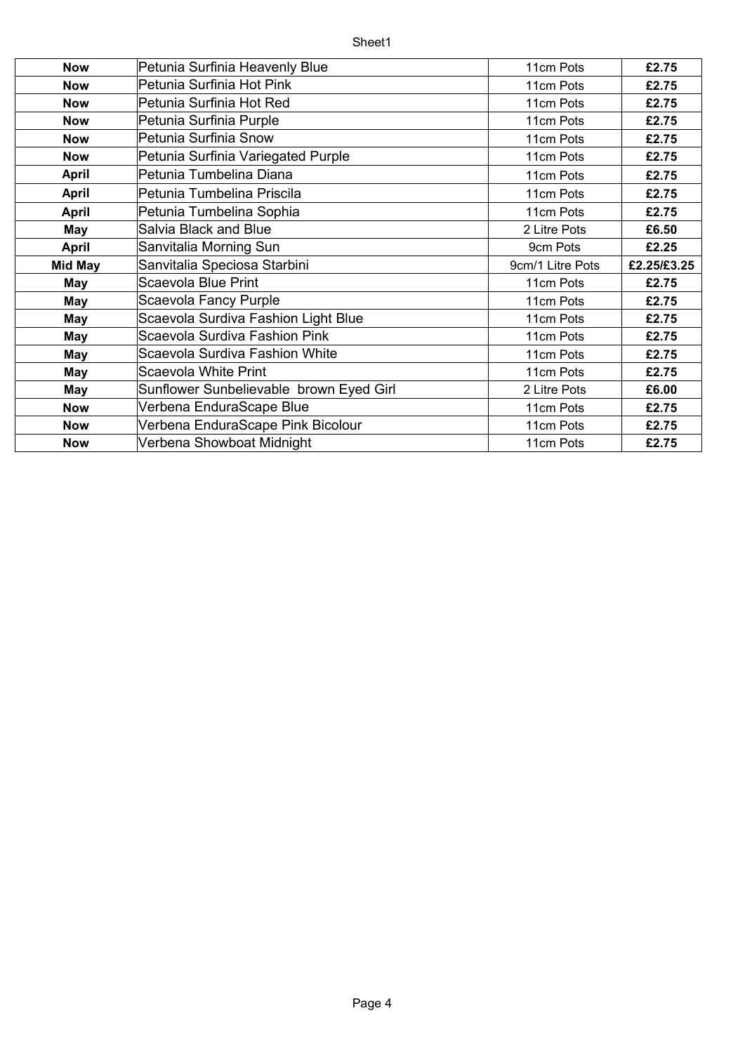| | | | |
|---|---|---|---|
| **Now** | Petunia Surfinia Heavenly Blue | 11cm Pots | **£2.75** |
| **Now** | Petunia Surfinia Hot Pink | 11cm Pots | **£2.75** |
| **Now** | Petunia Surfinia Hot Red | 11cm Pots | **£2.75** |
| **Now** | Petunia Surfinia Purple | 11cm Pots | **£2.75** |
| **Now** | Petunia Surfinia Snow | 11cm Pots | **£2.75** |
| **Now** | Petunia Surfinia Variegated Purple | 11cm Pots | **£2.75** |
| **April** | Petunia Tumbelina Diana | 11cm Pots | **£2.75** |
| **April** | Petunia Tumbelina Priscila | 11cm Pots | **£2.75** |
| **April** | Petunia Tumbelina Sophia | 11cm Pots | **£2.75** |
| **May** | Salvia Black and Blue | 2 Litre Pots | **£6.50** |
| **April** | Sanvitalia Morning Sun | 9cm Pots | **£2.25** |
| **Mid May** | Sanvitalia Speciosa Starbini | 9cm/1 Litre Pots | **£2.25/£3.25** |
| **May** | Scaevola Blue Print | 11cm Pots | **£2.75** |
| **May** | Scaevola Fancy Purple | 11cm Pots | **£2.75** |
| **May** | Scaevola Surdiva Fashion Light Blue | 11cm Pots | **£2.75** |
| **May** | Scaevola Surdiva Fashion Pink | 11cm Pots | **£2.75** |
| **May** | Scaevola Surdiva Fashion White | 11cm Pots | **£2.75** |
| **May** | Scaevola White Print | 11cm Pots | **£2.75** |
| **May** | Sunflower Sunbelievable brown Eyed Girl | 2 Litre Pots | **£6.00** |
| **Now** | Verbena EnduraScape Blue | 11cm Pots | **£2.75** |
| **Now** | Verbena EnduraScape Pink Bicolour | 11cm Pots | **£2.75** |
| **Now** | Verbena Showboat Midnight | 11cm Pots | **£2.75** |